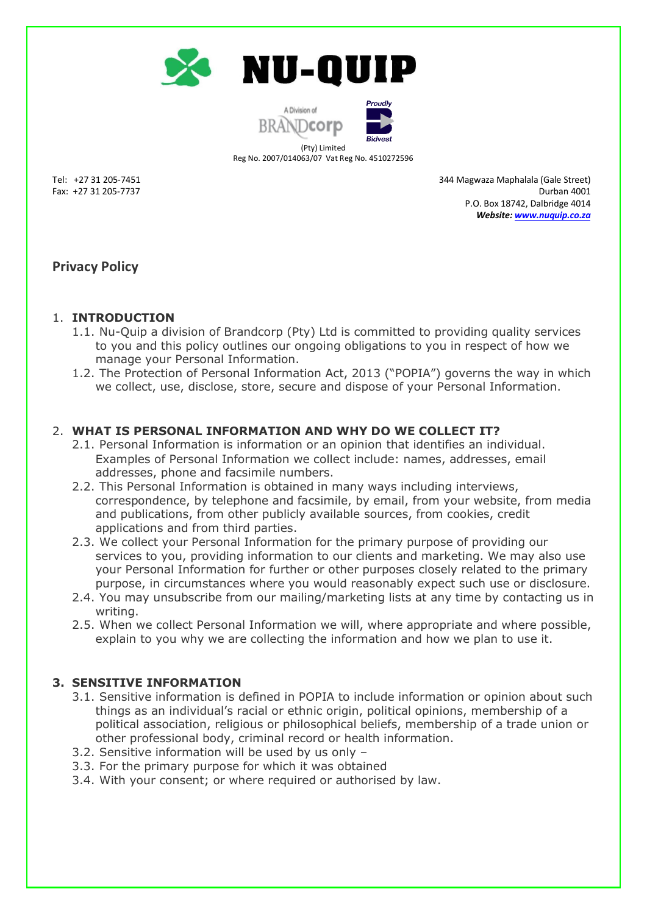# NU-QUIP

A Division of BRANDcorp

Proudly Bidvest

(Pty) Limited
Reg No. 2007/014063/07 Vat Reg No. 4510272596

Tel: +27 31 205-7451
Fax: +27 31 205-7737

344 Magwaza Maphalala (Gale Street)
Durban 4001
P.O. Box 18742, Dalbridge 4014
***Website: [www.nuquip.co.za](http://www.nuquip.co.za)***

## Privacy Policy

1. **INTRODUCTION**
   1.1. Nu-Quip a division of Brandcorp (Pty) Ltd is committed to providing quality services to you and this policy outlines our ongoing obligations to you in respect of how we manage your Personal Information.
   1.2. The Protection of Personal Information Act, 2013 ("POPIA") governs the way in which we collect, use, disclose, store, secure and dispose of your Personal Information.

2. **WHAT IS PERSONAL INFORMATION AND WHY DO WE COLLECT IT?**
   2.1. Personal Information is information or an opinion that identifies an individual. Examples of Personal Information we collect include: names, addresses, email addresses, phone and facsimile numbers.
   2.2. This Personal Information is obtained in many ways including interviews, correspondence, by telephone and facsimile, by email, from your website, from media and publications, from other publicly available sources, from cookies, credit applications and from third parties.
   2.3. We collect your Personal Information for the primary purpose of providing our services to you, providing information to our clients and marketing. We may also use your Personal Information for further or other purposes closely related to the primary purpose, in circumstances where you would reasonably expect such use or disclosure.
   2.4. You may unsubscribe from our mailing/marketing lists at any time by contacting us in writing.
   2.5. When we collect Personal Information we will, where appropriate and where possible, explain to you why we are collecting the information and how we plan to use it.

3. **SENSITIVE INFORMATION**
   3.1. Sensitive information is defined in POPIA to include information or opinion about such things as an individual's racial or ethnic origin, political opinions, membership of a political association, religious or philosophical beliefs, membership of a trade union or other professional body, criminal record or health information.
   3.2. Sensitive information will be used by us only –
   3.3. For the primary purpose for which it was obtained
   3.4. With your consent; or where required or authorised by law.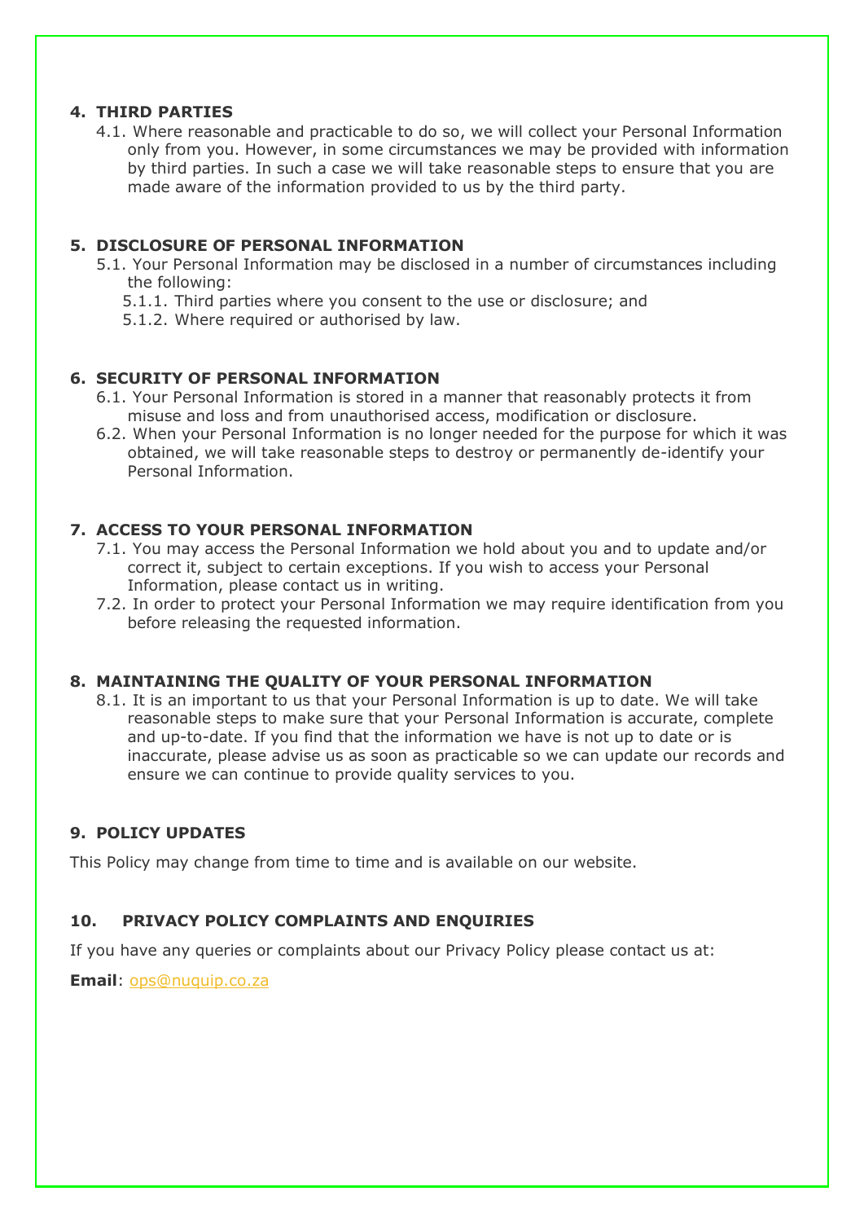## 4. THIRD PARTIES

4.1. Where reasonable and practicable to do so, we will collect your Personal Information only from you. However, in some circumstances we may be provided with information by third parties. In such a case we will take reasonable steps to ensure that you are made aware of the information provided to us by the third party.

## 5. DISCLOSURE OF PERSONAL INFORMATION

5.1. Your Personal Information may be disclosed in a number of circumstances including the following:

5.1.1. Third parties where you consent to the use or disclosure; and

5.1.2. Where required or authorised by law.

## 6. SECURITY OF PERSONAL INFORMATION

6.1. Your Personal Information is stored in a manner that reasonably protects it from misuse and loss and from unauthorised access, modification or disclosure.

6.2. When your Personal Information is no longer needed for the purpose for which it was obtained, we will take reasonable steps to destroy or permanently de-identify your Personal Information.

## 7. ACCESS TO YOUR PERSONAL INFORMATION

7.1. You may access the Personal Information we hold about you and to update and/or correct it, subject to certain exceptions. If you wish to access your Personal Information, please contact us in writing.

7.2. In order to protect your Personal Information we may require identification from you before releasing the requested information.

## 8. MAINTAINING THE QUALITY OF YOUR PERSONAL INFORMATION

8.1. It is an important to us that your Personal Information is up to date. We will take reasonable steps to make sure that your Personal Information is accurate, complete and up-to-date. If you find that the information we have is not up to date or is inaccurate, please advise us as soon as practicable so we can update our records and ensure we can continue to provide quality services to you.

## 9. POLICY UPDATES

This Policy may change from time to time and is available on our website.

## 10. PRIVACY POLICY COMPLAINTS AND ENQUIRIES

If you have any queries or complaints about our Privacy Policy please contact us at:

**Email**: ops@nuquip.co.za